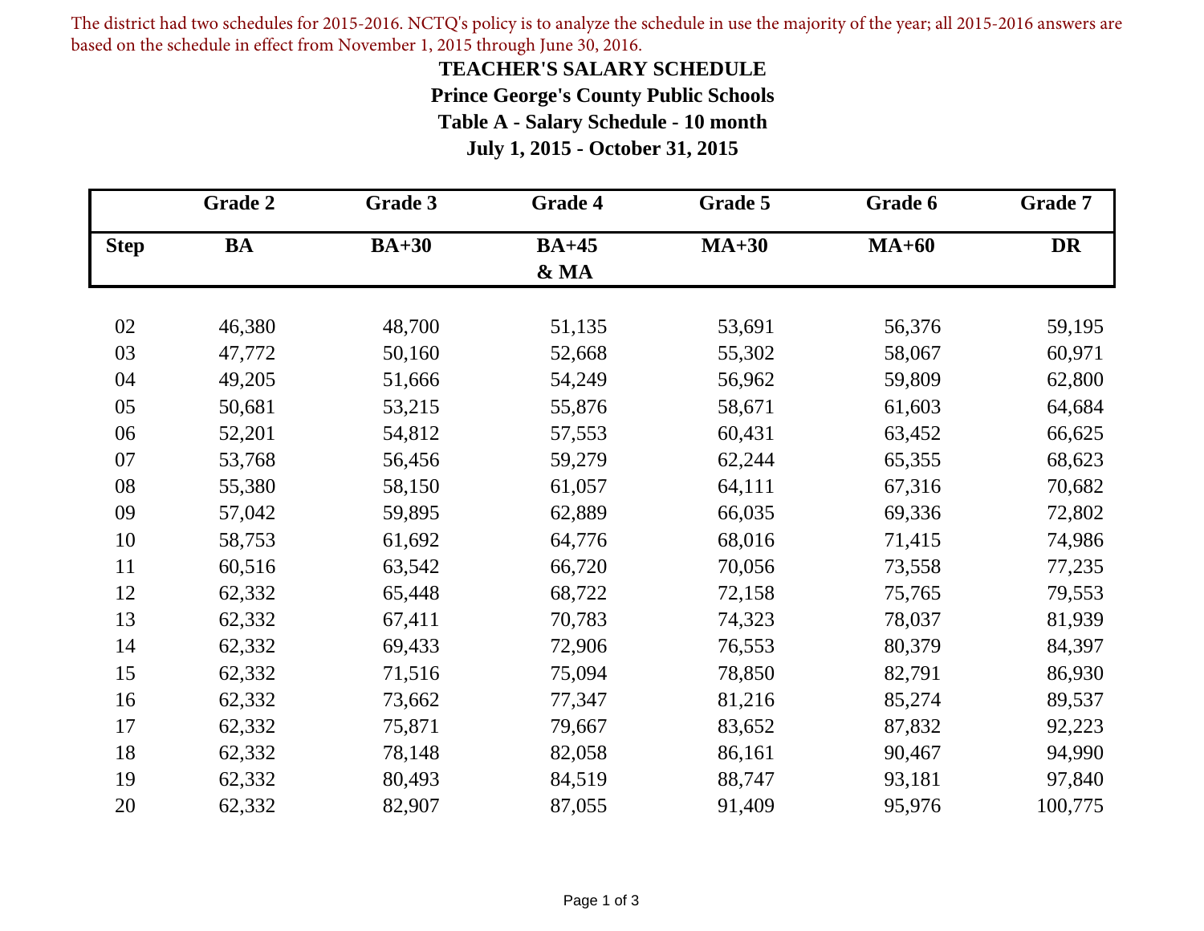The district had two schedules for 2015-2016. NCTQ's policy is to analyze the schedule in use the majority of the year; all 2015-2016 answers are based on the schedule in effect from November 1, 2015 through June 30, 2016.

# TEACHER'S SALARY SCHEDULE

## Prince George's County Public Schools

## Table A - Salary Schedule - 10 month

## July 1, 2015 - October 31, 2015

| | Grade 2 | Grade 3 | Grade 4 | Grade 5 | Grade 6 | Grade 7 |
|---|---|---|---|---|---|---|
| **Step** | **BA** | **BA+30** | **BA+45 & MA** | **MA+30** | **MA+60** | **DR** |
| 02 | 46,380 | 48,700 | 51,135 | 53,691 | 56,376 | 59,195 |
| 03 | 47,772 | 50,160 | 52,668 | 55,302 | 58,067 | 60,971 |
| 04 | 49,205 | 51,666 | 54,249 | 56,962 | 59,809 | 62,800 |
| 05 | 50,681 | 53,215 | 55,876 | 58,671 | 61,603 | 64,684 |
| 06 | 52,201 | 54,812 | 57,553 | 60,431 | 63,452 | 66,625 |
| 07 | 53,768 | 56,456 | 59,279 | 62,244 | 65,355 | 68,623 |
| 08 | 55,380 | 58,150 | 61,057 | 64,111 | 67,316 | 70,682 |
| 09 | 57,042 | 59,895 | 62,889 | 66,035 | 69,336 | 72,802 |
| 10 | 58,753 | 61,692 | 64,776 | 68,016 | 71,415 | 74,986 |
| 11 | 60,516 | 63,542 | 66,720 | 70,056 | 73,558 | 77,235 |
| 12 | 62,332 | 65,448 | 68,722 | 72,158 | 75,765 | 79,553 |
| 13 | 62,332 | 67,411 | 70,783 | 74,323 | 78,037 | 81,939 |
| 14 | 62,332 | 69,433 | 72,906 | 76,553 | 80,379 | 84,397 |
| 15 | 62,332 | 71,516 | 75,094 | 78,850 | 82,791 | 86,930 |
| 16 | 62,332 | 73,662 | 77,347 | 81,216 | 85,274 | 89,537 |
| 17 | 62,332 | 75,871 | 79,667 | 83,652 | 87,832 | 92,223 |
| 18 | 62,332 | 78,148 | 82,058 | 86,161 | 90,467 | 94,990 |
| 19 | 62,332 | 80,493 | 84,519 | 88,747 | 93,181 | 97,840 |
| 20 | 62,332 | 82,907 | 87,055 | 91,409 | 95,976 | 100,775 |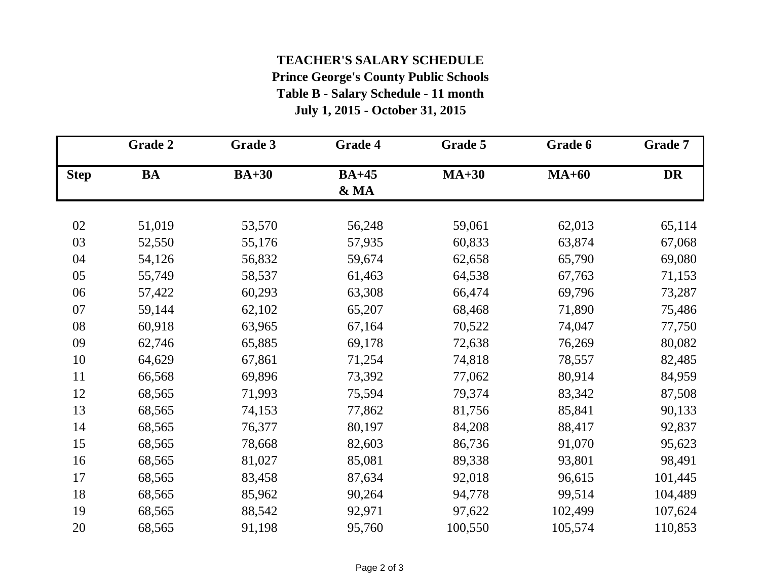**TEACHER'S SALARY SCHEDULE**

**Prince George's County Public Schools**

**Table B - Salary Schedule - 11 month**

**July 1, 2015 - October 31, 2015**

| | Grade 2 | Grade 3 | Grade 4 | Grade 5 | Grade 6 | Grade 7 |
|---|---|---|---|---|---|---|
| **Step** | **BA** | **BA+30** | **BA+45 & MA** | **MA+30** | **MA+60** | **DR** |
| 02 | 51,019 | 53,570 | 56,248 | 59,061 | 62,013 | 65,114 |
| 03 | 52,550 | 55,176 | 57,935 | 60,833 | 63,874 | 67,068 |
| 04 | 54,126 | 56,832 | 59,674 | 62,658 | 65,790 | 69,080 |
| 05 | 55,749 | 58,537 | 61,463 | 64,538 | 67,763 | 71,153 |
| 06 | 57,422 | 60,293 | 63,308 | 66,474 | 69,796 | 73,287 |
| 07 | 59,144 | 62,102 | 65,207 | 68,468 | 71,890 | 75,486 |
| 08 | 60,918 | 63,965 | 67,164 | 70,522 | 74,047 | 77,750 |
| 09 | 62,746 | 65,885 | 69,178 | 72,638 | 76,269 | 80,082 |
| 10 | 64,629 | 67,861 | 71,254 | 74,818 | 78,557 | 82,485 |
| 11 | 66,568 | 69,896 | 73,392 | 77,062 | 80,914 | 84,959 |
| 12 | 68,565 | 71,993 | 75,594 | 79,374 | 83,342 | 87,508 |
| 13 | 68,565 | 74,153 | 77,862 | 81,756 | 85,841 | 90,133 |
| 14 | 68,565 | 76,377 | 80,197 | 84,208 | 88,417 | 92,837 |
| 15 | 68,565 | 78,668 | 82,603 | 86,736 | 91,070 | 95,623 |
| 16 | 68,565 | 81,027 | 85,081 | 89,338 | 93,801 | 98,491 |
| 17 | 68,565 | 83,458 | 87,634 | 92,018 | 96,615 | 101,445 |
| 18 | 68,565 | 85,962 | 90,264 | 94,778 | 99,514 | 104,489 |
| 19 | 68,565 | 88,542 | 92,971 | 97,622 | 102,499 | 107,624 |
| 20 | 68,565 | 91,198 | 95,760 | 100,550 | 105,574 | 110,853 |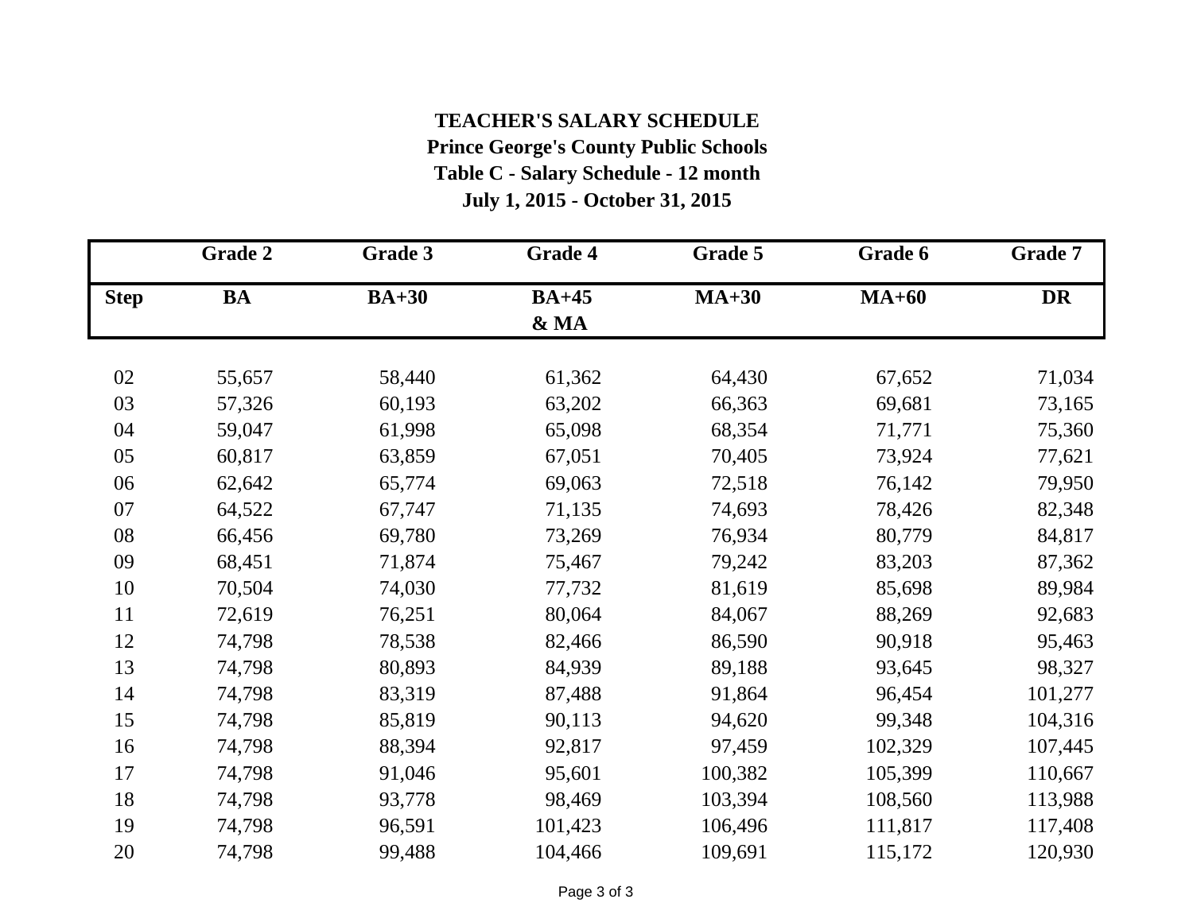# TEACHER'S SALARY SCHEDULE

## Prince George's County Public Schools

## Table C - Salary Schedule - 12 month

## July 1, 2015 - October 31, 2015

| | Grade 2 | Grade 3 | Grade 4 | Grade 5 | Grade 6 | Grade 7 |
|---|---|---|---|---|---|---|
| **Step** | **BA** | **BA+30** | **BA+45 & MA** | **MA+30** | **MA+60** | **DR** |
| 02 | 55,657 | 58,440 | 61,362 | 64,430 | 67,652 | 71,034 |
| 03 | 57,326 | 60,193 | 63,202 | 66,363 | 69,681 | 73,165 |
| 04 | 59,047 | 61,998 | 65,098 | 68,354 | 71,771 | 75,360 |
| 05 | 60,817 | 63,859 | 67,051 | 70,405 | 73,924 | 77,621 |
| 06 | 62,642 | 65,774 | 69,063 | 72,518 | 76,142 | 79,950 |
| 07 | 64,522 | 67,747 | 71,135 | 74,693 | 78,426 | 82,348 |
| 08 | 66,456 | 69,780 | 73,269 | 76,934 | 80,779 | 84,817 |
| 09 | 68,451 | 71,874 | 75,467 | 79,242 | 83,203 | 87,362 |
| 10 | 70,504 | 74,030 | 77,732 | 81,619 | 85,698 | 89,984 |
| 11 | 72,619 | 76,251 | 80,064 | 84,067 | 88,269 | 92,683 |
| 12 | 74,798 | 78,538 | 82,466 | 86,590 | 90,918 | 95,463 |
| 13 | 74,798 | 80,893 | 84,939 | 89,188 | 93,645 | 98,327 |
| 14 | 74,798 | 83,319 | 87,488 | 91,864 | 96,454 | 101,277 |
| 15 | 74,798 | 85,819 | 90,113 | 94,620 | 99,348 | 104,316 |
| 16 | 74,798 | 88,394 | 92,817 | 97,459 | 102,329 | 107,445 |
| 17 | 74,798 | 91,046 | 95,601 | 100,382 | 105,399 | 110,667 |
| 18 | 74,798 | 93,778 | 98,469 | 103,394 | 108,560 | 113,988 |
| 19 | 74,798 | 96,591 | 101,423 | 106,496 | 111,817 | 117,408 |
| 20 | 74,798 | 99,488 | 104,466 | 109,691 | 115,172 | 120,930 |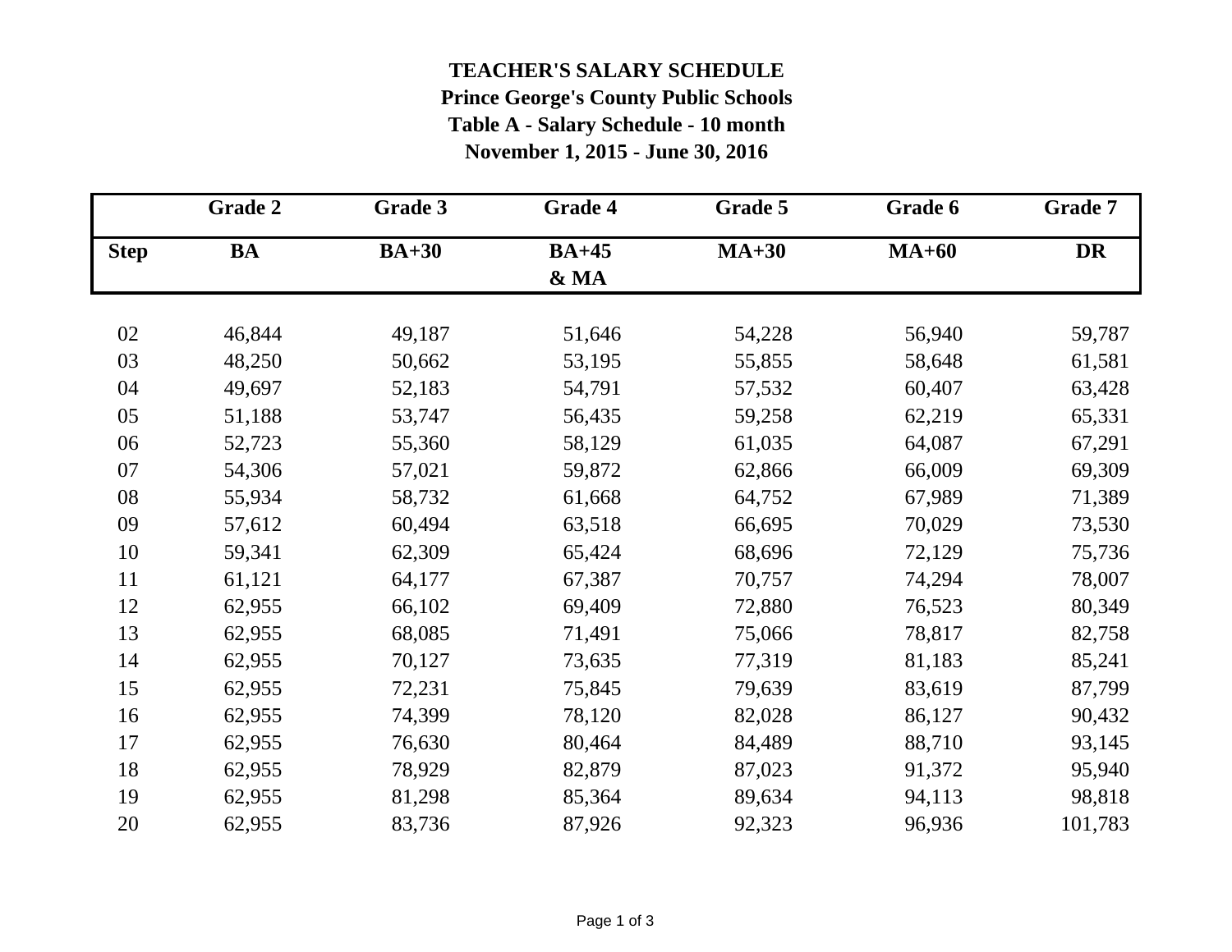# TEACHER'S SALARY SCHEDULE

## Prince George's County Public Schools

### Table A - Salary Schedule - 10 month

### November 1, 2015 - June 30, 2016

| | Grade 2 | Grade 3 | Grade 4 | Grade 5 | Grade 6 | Grade 7 |
|---|---|---|---|---|---|---|
| **Step** | **BA** | **BA+30** | **BA+45 & MA** | **MA+30** | **MA+60** | **DR** |
| 02 | 46,844 | 49,187 | 51,646 | 54,228 | 56,940 | 59,787 |
| 03 | 48,250 | 50,662 | 53,195 | 55,855 | 58,648 | 61,581 |
| 04 | 49,697 | 52,183 | 54,791 | 57,532 | 60,407 | 63,428 |
| 05 | 51,188 | 53,747 | 56,435 | 59,258 | 62,219 | 65,331 |
| 06 | 52,723 | 55,360 | 58,129 | 61,035 | 64,087 | 67,291 |
| 07 | 54,306 | 57,021 | 59,872 | 62,866 | 66,009 | 69,309 |
| 08 | 55,934 | 58,732 | 61,668 | 64,752 | 67,989 | 71,389 |
| 09 | 57,612 | 60,494 | 63,518 | 66,695 | 70,029 | 73,530 |
| 10 | 59,341 | 62,309 | 65,424 | 68,696 | 72,129 | 75,736 |
| 11 | 61,121 | 64,177 | 67,387 | 70,757 | 74,294 | 78,007 |
| 12 | 62,955 | 66,102 | 69,409 | 72,880 | 76,523 | 80,349 |
| 13 | 62,955 | 68,085 | 71,491 | 75,066 | 78,817 | 82,758 |
| 14 | 62,955 | 70,127 | 73,635 | 77,319 | 81,183 | 85,241 |
| 15 | 62,955 | 72,231 | 75,845 | 79,639 | 83,619 | 87,799 |
| 16 | 62,955 | 74,399 | 78,120 | 82,028 | 86,127 | 90,432 |
| 17 | 62,955 | 76,630 | 80,464 | 84,489 | 88,710 | 93,145 |
| 18 | 62,955 | 78,929 | 82,879 | 87,023 | 91,372 | 95,940 |
| 19 | 62,955 | 81,298 | 85,364 | 89,634 | 94,113 | 98,818 |
| 20 | 62,955 | 83,736 | 87,926 | 92,323 | 96,936 | 101,783 |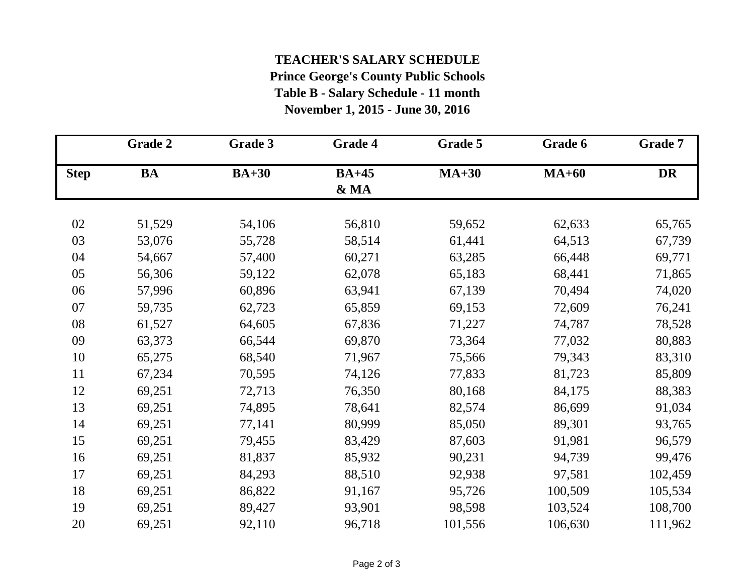**TEACHER'S SALARY SCHEDULE**

**Prince George's County Public Schools**

**Table B - Salary Schedule - 11 month**

**November 1, 2015 - June 30, 2016**

| | Grade 2 | Grade 3 | Grade 4 | Grade 5 | Grade 6 | Grade 7 |
|---|---|---|---|---|---|---|
| **Step** | **BA** | **BA+30** | **BA+45 & MA** | **MA+30** | **MA+60** | **DR** |
| 02 | 51,529 | 54,106 | 56,810 | 59,652 | 62,633 | 65,765 |
| 03 | 53,076 | 55,728 | 58,514 | 61,441 | 64,513 | 67,739 |
| 04 | 54,667 | 57,400 | 60,271 | 63,285 | 66,448 | 69,771 |
| 05 | 56,306 | 59,122 | 62,078 | 65,183 | 68,441 | 71,865 |
| 06 | 57,996 | 60,896 | 63,941 | 67,139 | 70,494 | 74,020 |
| 07 | 59,735 | 62,723 | 65,859 | 69,153 | 72,609 | 76,241 |
| 08 | 61,527 | 64,605 | 67,836 | 71,227 | 74,787 | 78,528 |
| 09 | 63,373 | 66,544 | 69,870 | 73,364 | 77,032 | 80,883 |
| 10 | 65,275 | 68,540 | 71,967 | 75,566 | 79,343 | 83,310 |
| 11 | 67,234 | 70,595 | 74,126 | 77,833 | 81,723 | 85,809 |
| 12 | 69,251 | 72,713 | 76,350 | 80,168 | 84,175 | 88,383 |
| 13 | 69,251 | 74,895 | 78,641 | 82,574 | 86,699 | 91,034 |
| 14 | 69,251 | 77,141 | 80,999 | 85,050 | 89,301 | 93,765 |
| 15 | 69,251 | 79,455 | 83,429 | 87,603 | 91,981 | 96,579 |
| 16 | 69,251 | 81,837 | 85,932 | 90,231 | 94,739 | 99,476 |
| 17 | 69,251 | 84,293 | 88,510 | 92,938 | 97,581 | 102,459 |
| 18 | 69,251 | 86,822 | 91,167 | 95,726 | 100,509 | 105,534 |
| 19 | 69,251 | 89,427 | 93,901 | 98,598 | 103,524 | 108,700 |
| 20 | 69,251 | 92,110 | 96,718 | 101,556 | 106,630 | 111,962 |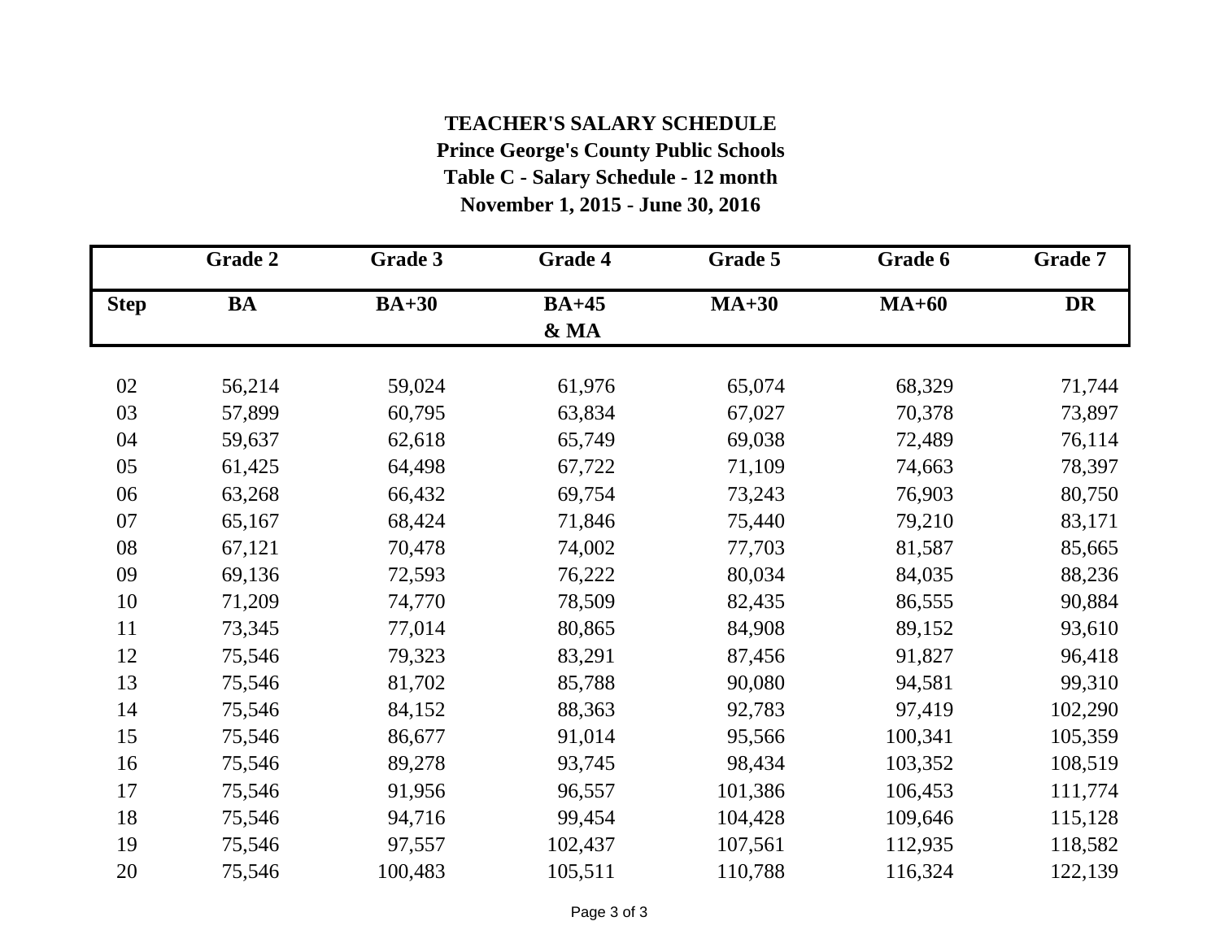**TEACHER'S SALARY SCHEDULE**

**Prince George's County Public Schools**

**Table C - Salary Schedule - 12 month**

**November 1, 2015 - June 30, 2016**

| | Grade 2 | Grade 3 | Grade 4 | Grade 5 | Grade 6 | Grade 7 |
|---|---|---|---|---|---|---|
| **Step** | **BA** | **BA+30** | **BA+45 & MA** | **MA+30** | **MA+60** | **DR** |
| 02 | 56,214 | 59,024 | 61,976 | 65,074 | 68,329 | 71,744 |
| 03 | 57,899 | 60,795 | 63,834 | 67,027 | 70,378 | 73,897 |
| 04 | 59,637 | 62,618 | 65,749 | 69,038 | 72,489 | 76,114 |
| 05 | 61,425 | 64,498 | 67,722 | 71,109 | 74,663 | 78,397 |
| 06 | 63,268 | 66,432 | 69,754 | 73,243 | 76,903 | 80,750 |
| 07 | 65,167 | 68,424 | 71,846 | 75,440 | 79,210 | 83,171 |
| 08 | 67,121 | 70,478 | 74,002 | 77,703 | 81,587 | 85,665 |
| 09 | 69,136 | 72,593 | 76,222 | 80,034 | 84,035 | 88,236 |
| 10 | 71,209 | 74,770 | 78,509 | 82,435 | 86,555 | 90,884 |
| 11 | 73,345 | 77,014 | 80,865 | 84,908 | 89,152 | 93,610 |
| 12 | 75,546 | 79,323 | 83,291 | 87,456 | 91,827 | 96,418 |
| 13 | 75,546 | 81,702 | 85,788 | 90,080 | 94,581 | 99,310 |
| 14 | 75,546 | 84,152 | 88,363 | 92,783 | 97,419 | 102,290 |
| 15 | 75,546 | 86,677 | 91,014 | 95,566 | 100,341 | 105,359 |
| 16 | 75,546 | 89,278 | 93,745 | 98,434 | 103,352 | 108,519 |
| 17 | 75,546 | 91,956 | 96,557 | 101,386 | 106,453 | 111,774 |
| 18 | 75,546 | 94,716 | 99,454 | 104,428 | 109,646 | 115,128 |
| 19 | 75,546 | 97,557 | 102,437 | 107,561 | 112,935 | 118,582 |
| 20 | 75,546 | 100,483 | 105,511 | 110,788 | 116,324 | 122,139 |